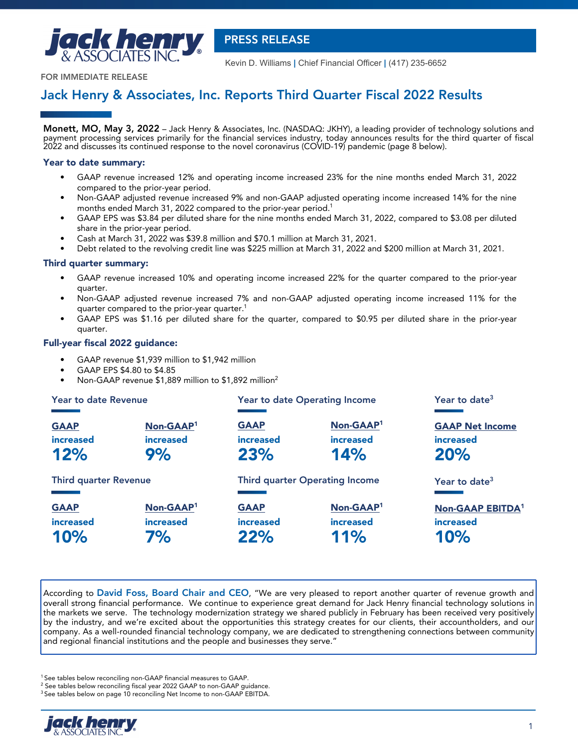**PRESS RELEASE**

Kevin D. Williams | Chief Financial Officer | (417) 235-6652

FOR IMMEDIATE RELEASE

# Jack Henry & Associates, Inc. Reports Third Quarter Fiscal 2022 Results

**Monett, MO, May 3, 2022** – Jack Henry & Associates, Inc. (NASDAQ: JKHY), a leading provider of technology solutions and payment processing services primarily for the financial services industry, today announces results for the third quarter of fiscal 2022 and discusses its continued response to the novel coronavirus (COVID-19) pandemic (page 8 below).

### Year to date summary:

- GAAP revenue increased 12% and operating income increased 23% for the nine months ended March 31, 2022 compared to the prior-year period.
- Non-GAAP adjusted revenue increased 9% and non-GAAP adjusted operating income increased 14% for the nine months ended March 31, 2022 compared to the prior-year period.[1]
- GAAP EPS was $3.84 per diluted share for the nine months ended March 31, 2022, compared to $3.08 per diluted share in the prior-year period.
- Cash at March 31, 2022 was $39.8 million and $70.1 million at March 31, 2021.
- Debt related to the revolving credit line was $225 million at March 31, 2022 and $200 million at March 31, 2021.

### Third quarter summary:

- GAAP revenue increased 10% and operating income increased 22% for the quarter compared to the prior-year quarter.
- Non-GAAP adjusted revenue increased 7% and non-GAAP adjusted operating income increased 11% for the quarter compared to the prior-year quarter.[1]
- GAAP EPS was $1.16 per diluted share for the quarter, compared to $0.95 per diluted share in the prior-year quarter.

### Full-year fiscal 2022 guidance:

- GAAP revenue $1,939 million to $1,942 million
- GAAP EPS $4.80 to $4.85
- Non-GAAP revenue $1,889 million to $1,892 million[2]

| Year to date Revenue | | Year to date Operating Income | | Year to date[3] |
|---|---|---|---|---|
| GAAP increased **12%** | Non-GAAP[1] increased **9%** | GAAP increased **23%** | Non-GAAP[1] increased **14%** | GAAP Net Income increased **20%** |
| **Third quarter Revenue** | | **Third quarter Operating Income** | | **Year to date[3]** |
| GAAP increased **10%** | Non-GAAP[1] increased **7%** | GAAP increased **22%** | Non-GAAP[1] increased **11%** | Non-GAAP EBITDA[1] increased **10%** |

According to **David Foss, Board Chair and CEO**, "We are very pleased to report another quarter of revenue growth and overall strong financial performance. We continue to experience great demand for Jack Henry financial technology solutions in the markets we serve. The technology modernization strategy we shared publicly in February has been received very positively by the industry, and we're excited about the opportunities this strategy creates for our clients, their accountholders, and our company. As a well-rounded financial technology company, we are dedicated to strengthening connections between community and regional financial institutions and the people and businesses they serve."

[1] See tables below reconciling non-GAAP financial measures to GAAP.
[2] See tables below reconciling fiscal year 2022 GAAP to non-GAAP guidance.
[3] See tables below on page 10 reconciling Net Income to non-GAAP EBITDA.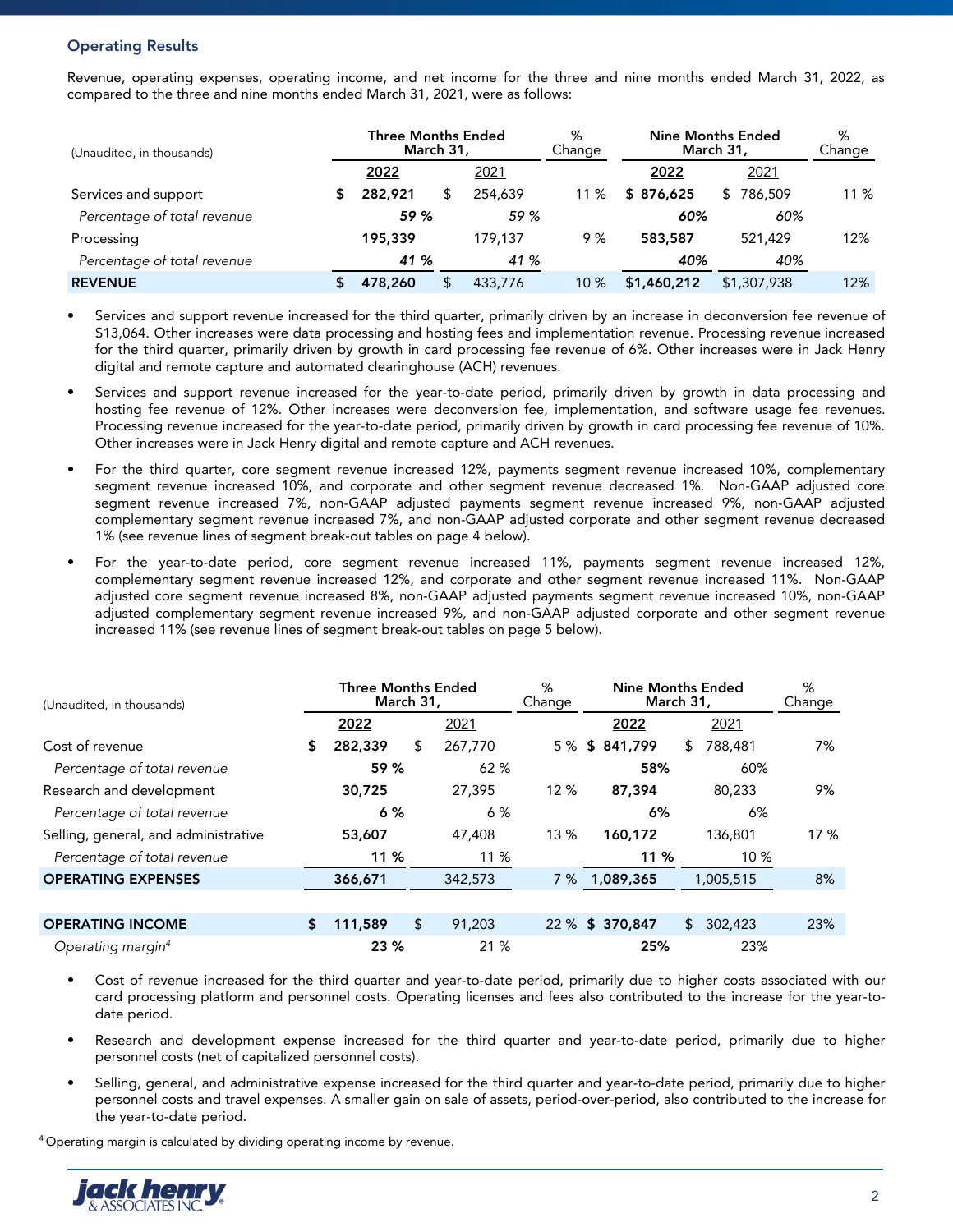## Operating Results

Revenue, operating expenses, operating income, and net income for the three and nine months ended March 31, 2022, as compared to the three and nine months ended March 31, 2021, were as follows:

| (Unaudited, in thousands) | Three Months Ended March 31, | | % Change | Nine Months Ended March 31, | | % Change |
|---|---|---|---|---|---|---|
| | **2022** | 2021 | | **2022** | 2021 | |
| Services and support | $ **282,921** | $ 254,639 | 11 % | $ **876,625** | $ 786,509 | 11 % |
| *Percentage of total revenue* | ***59 %*** | *59 %* | | ***60%*** | *60%* | |
| Processing | **195,339** | 179,137 | 9 % | **583,587** | 521,429 | 12% |
| *Percentage of total revenue* | ***41 %*** | *41 %* | | ***40%*** | *40%* | |
| **REVENUE** | $ **478,260** | $ 433,776 | 10 % | **$1,460,212** | $1,307,938 | 12% |

- Services and support revenue increased for the third quarter, primarily driven by an increase in deconversion fee revenue of $13,064. Other increases were data processing and hosting fees and implementation revenue. Processing revenue increased for the third quarter, primarily driven by growth in card processing fee revenue of 6%. Other increases were in Jack Henry digital and remote capture and automated clearinghouse (ACH) revenues.
- Services and support revenue increased for the year-to-date period, primarily driven by growth in data processing and hosting fee revenue of 12%. Other increases were deconversion fee, implementation, and software usage fee revenues. Processing revenue increased for the year-to-date period, primarily driven by growth in card processing fee revenue of 10%. Other increases were in Jack Henry digital and remote capture and ACH revenues.
- For the third quarter, core segment revenue increased 12%, payments segment revenue increased 10%, complementary segment revenue increased 10%, and corporate and other segment revenue decreased 1%. Non-GAAP adjusted core segment revenue increased 7%, non-GAAP adjusted payments segment revenue increased 9%, non-GAAP adjusted complementary segment revenue increased 7%, and non-GAAP adjusted corporate and other segment revenue decreased 1% (see revenue lines of segment break-out tables on page 4 below).
- For the year-to-date period, core segment revenue increased 11%, payments segment revenue increased 12%, complementary segment revenue increased 12%, and corporate and other segment revenue increased 11%. Non-GAAP adjusted core segment revenue increased 8%, non-GAAP adjusted payments segment revenue increased 10%, non-GAAP adjusted complementary segment revenue increased 9%, and non-GAAP adjusted corporate and other segment revenue increased 11% (see revenue lines of segment break-out tables on page 5 below).

| (Unaudited, in thousands) | Three Months Ended March 31, | | % Change | Nine Months Ended March 31, | | % Change |
|---|---|---|---|---|---|---|
| | **2022** | 2021 | | **2022** | 2021 | |
| Cost of revenue | $ **282,339** | $ 267,770 | 5 % | $ **841,799** | $ 788,481 | 7% |
| *Percentage of total revenue* | **59 %** | 62 % | | **58%** | 60% | |
| Research and development | **30,725** | 27,395 | 12 % | **87,394** | 80,233 | 9% |
| *Percentage of total revenue* | **6 %** | 6 % | | **6%** | 6% | |
| Selling, general, and administrative | **53,607** | 47,408 | 13 % | **160,172** | 136,801 | 17 % |
| *Percentage of total revenue* | **11 %** | 11 % | | **11 %** | 10 % | |
| **OPERATING EXPENSES** | **366,671** | 342,573 | 7 % | **1,089,365** | 1,005,515 | 8% |
| | | | | | | |
| **OPERATING INCOME** | $ **111,589** | $ 91,203 | 22 % | $ **370,847** | $ 302,423 | 23% |
| *Operating margin*[4] | **23 %** | 21 % | | **25%** | 23% | |

- Cost of revenue increased for the third quarter and year-to-date period, primarily due to higher costs associated with our card processing platform and personnel costs. Operating licenses and fees also contributed to the increase for the year-to-date period.
- Research and development expense increased for the third quarter and year-to-date period, primarily due to higher personnel costs (net of capitalized personnel costs).
- Selling, general, and administrative expense increased for the third quarter and year-to-date period, primarily due to higher personnel costs and travel expenses. A smaller gain on sale of assets, period-over-period, also contributed to the increase for the year-to-date period.

[4] Operating margin is calculated by dividing operating income by revenue.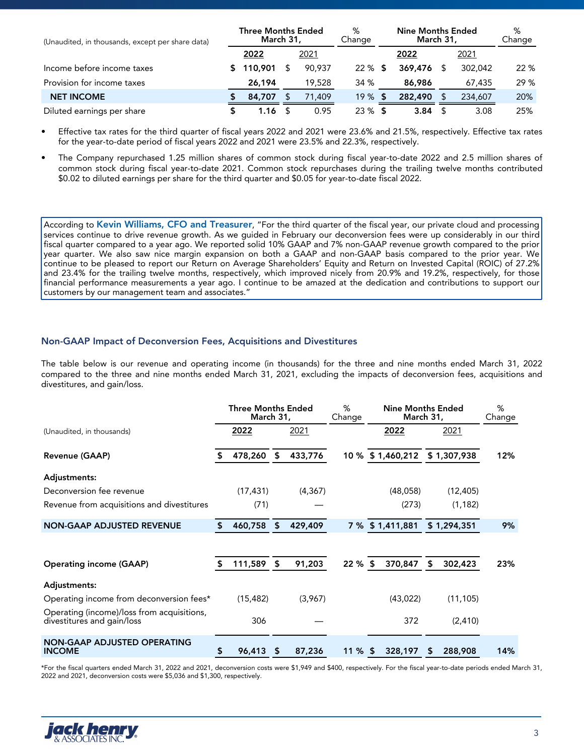| (Unaudited, in thousands, except per share data) | Three Months Ended March 31, | | % Change | Nine Months Ended March 31, | | % Change |
|---|---|---|---|---|---|---|
| | **2022** | 2021 | | **2022** | 2021 | |
| Income before income taxes | $ **110,901** | $ 90,937 | 22 % | $ **369,476** | $ 302,042 | 22 % |
| Provision for income taxes | **26,194** | 19,528 | 34 % | **86,986** | 67,435 | 29 % |
| **NET INCOME** | $ **84,707** | $ 71,409 | 19 % | $ **282,490** | $ 234,607 | 20% |
| Diluted earnings per share | $ **1.16** | $ 0.95 | 23 % | $ **3.84** | $ 3.08 | 25% |

- Effective tax rates for the third quarter of fiscal years 2022 and 2021 were 23.6% and 21.5%, respectively. Effective tax rates for the year-to-date period of fiscal years 2022 and 2021 were 23.5% and 22.3%, respectively.
- The Company repurchased 1.25 million shares of common stock during fiscal year-to-date 2022 and 2.5 million shares of common stock during fiscal year-to-date 2021. Common stock repurchases during the trailing twelve months contributed $0.02 to diluted earnings per share for the third quarter and $0.05 for year-to-date fiscal 2022.

According to **Kevin Williams, CFO and Treasurer**, "For the third quarter of the fiscal year, our private cloud and processing services continue to drive revenue growth. As we guided in February our deconversion fees were up considerably in our third fiscal quarter compared to a year ago. We reported solid 10% GAAP and 7% non-GAAP revenue growth compared to the prior year quarter. We also saw nice margin expansion on both a GAAP and non-GAAP basis compared to the prior year. We continue to be pleased to report our Return on Average Shareholders' Equity and Return on Invested Capital (ROIC) of 27.2% and 23.4% for the trailing twelve months, respectively, which improved nicely from 20.9% and 19.2%, respectively, for those financial performance measurements a year ago. I continue to be amazed at the dedication and contributions to support our customers by our management team and associates."

## Non-GAAP Impact of Deconversion Fees, Acquisitions and Divestitures

The table below is our revenue and operating income (in thousands) for the three and nine months ended March 31, 2022 compared to the three and nine months ended March 31, 2021, excluding the impacts of deconversion fees, acquisitions and divestitures, and gain/loss.

| (Unaudited, in thousands) | Three Months Ended March 31, | | % Change | Nine Months Ended March 31, | | % Change |
|---|---|---|---|---|---|---|
| | **2022** | 2021 | | **2022** | 2021 | |
| **Revenue (GAAP)** | $ **478,260** | $ **433,776** | **10 %** | $ **1,460,212** | $ **1,307,938** | **12%** |
| **Adjustments:** | | | | | | |
| Deconversion fee revenue | (17,431) | (4,367) | | (48,058) | (12,405) | |
| Revenue from acquisitions and divestitures | (71) | — | | (273) | (1,182) | |
| **NON-GAAP ADJUSTED REVENUE** | $ **460,758** | $ **429,409** | **7 %** | $ **1,411,881** | $ **1,294,351** | **9%** |
| | | | | | | |
| **Operating income (GAAP)** | $ **111,589** | $ **91,203** | **22 %** | $ **370,847** | $ **302,423** | **23%** |
| **Adjustments:** | | | | | | |
| Operating income from deconversion fees* | (15,482) | (3,967) | | (43,022) | (11,105) | |
| Operating (income)/loss from acquisitions, divestitures and gain/loss | 306 | — | | 372 | (2,410) | |
| **NON-GAAP ADJUSTED OPERATING INCOME** | $ **96,413** | $ **87,236** | **11 %** | $ **328,197** | $ **288,908** | **14%** |

*For the fiscal quarters ended March 31, 2022 and 2021, deconversion costs were $1,949 and $400, respectively. For the fiscal year-to-date periods ended March 31, 2022 and 2021, deconversion costs were $5,036 and $1,300, respectively.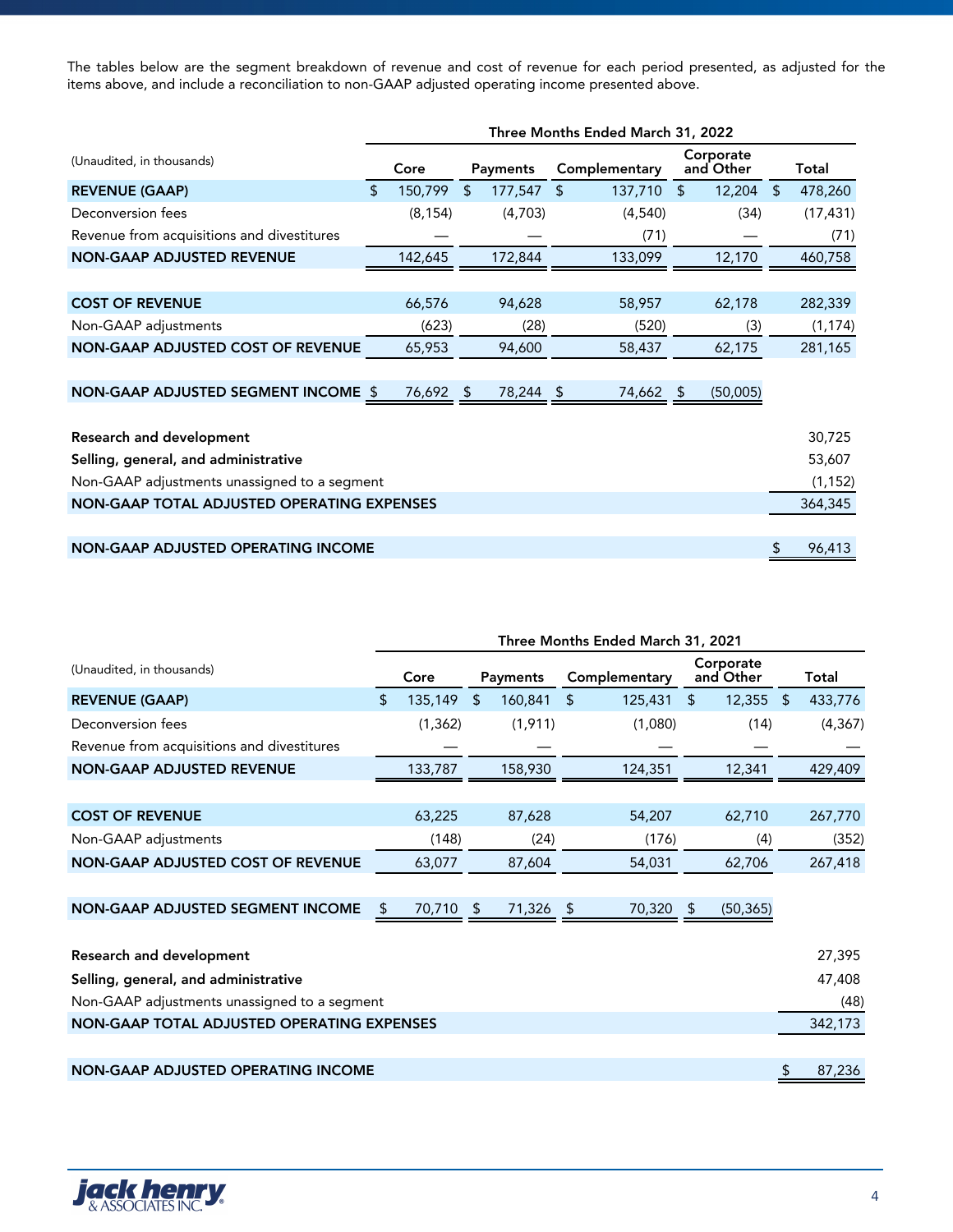The tables below are the segment breakdown of revenue and cost of revenue for each period presented, as adjusted for the items above, and include a reconciliation to non-GAAP adjusted operating income presented above.

| (Unaudited, in thousands) | Three Months Ended March 31, 2022 | | | | |
|---|---|---|---|---|---|
| | Core | Payments | Complementary | Corporate and Other | Total |
| **REVENUE (GAAP)** | $ 150,799 | $ 177,547 | $ 137,710 | $ 12,204 | $ 478,260 |
| Deconversion fees | (8,154) | (4,703) | (4,540) | (34) | (17,431) |
| Revenue from acquisitions and divestitures | — | — | (71) | — | (71) |
| **NON-GAAP ADJUSTED REVENUE** | 142,645 | 172,844 | 133,099 | 12,170 | 460,758 |
| | | | | | |
| **COST OF REVENUE** | 66,576 | 94,628 | 58,957 | 62,178 | 282,339 |
| Non-GAAP adjustments | (623) | (28) | (520) | (3) | (1,174) |
| **NON-GAAP ADJUSTED COST OF REVENUE** | 65,953 | 94,600 | 58,437 | 62,175 | 281,165 |
| | | | | | |
| **NON-GAAP ADJUSTED SEGMENT INCOME** | $ 76,692 | $ 78,244 | $ 74,662 | $ (50,005) | |
| | | | | | |
| **Research and development** | | | | | 30,725 |
| **Selling, general, and administrative** | | | | | 53,607 |
| Non-GAAP adjustments unassigned to a segment | | | | | (1,152) |
| **NON-GAAP TOTAL ADJUSTED OPERATING EXPENSES** | | | | | 364,345 |
| | | | | | |
| **NON-GAAP ADJUSTED OPERATING INCOME** | | | | | $ 96,413 |

| (Unaudited, in thousands) | Three Months Ended March 31, 2021 | | | | |
|---|---|---|---|---|---|
| | Core | Payments | Complementary | Corporate and Other | Total |
| **REVENUE (GAAP)** | $ 135,149 | $ 160,841 | $ 125,431 | $ 12,355 | $ 433,776 |
| Deconversion fees | (1,362) | (1,911) | (1,080) | (14) | (4,367) |
| Revenue from acquisitions and divestitures | — | — | — | — | — |
| **NON-GAAP ADJUSTED REVENUE** | 133,787 | 158,930 | 124,351 | 12,341 | 429,409 |
| | | | | | |
| **COST OF REVENUE** | 63,225 | 87,628 | 54,207 | 62,710 | 267,770 |
| Non-GAAP adjustments | (148) | (24) | (176) | (4) | (352) |
| **NON-GAAP ADJUSTED COST OF REVENUE** | 63,077 | 87,604 | 54,031 | 62,706 | 267,418 |
| | | | | | |
| **NON-GAAP ADJUSTED SEGMENT INCOME** | $ 70,710 | $ 71,326 | $ 70,320 | $ (50,365) | |
| | | | | | |
| **Research and development** | | | | | 27,395 |
| **Selling, general, and administrative** | | | | | 47,408 |
| Non-GAAP adjustments unassigned to a segment | | | | | (48) |
| **NON-GAAP TOTAL ADJUSTED OPERATING EXPENSES** | | | | | 342,173 |
| | | | | | |
| **NON-GAAP ADJUSTED OPERATING INCOME** | | | | | $ 87,236 |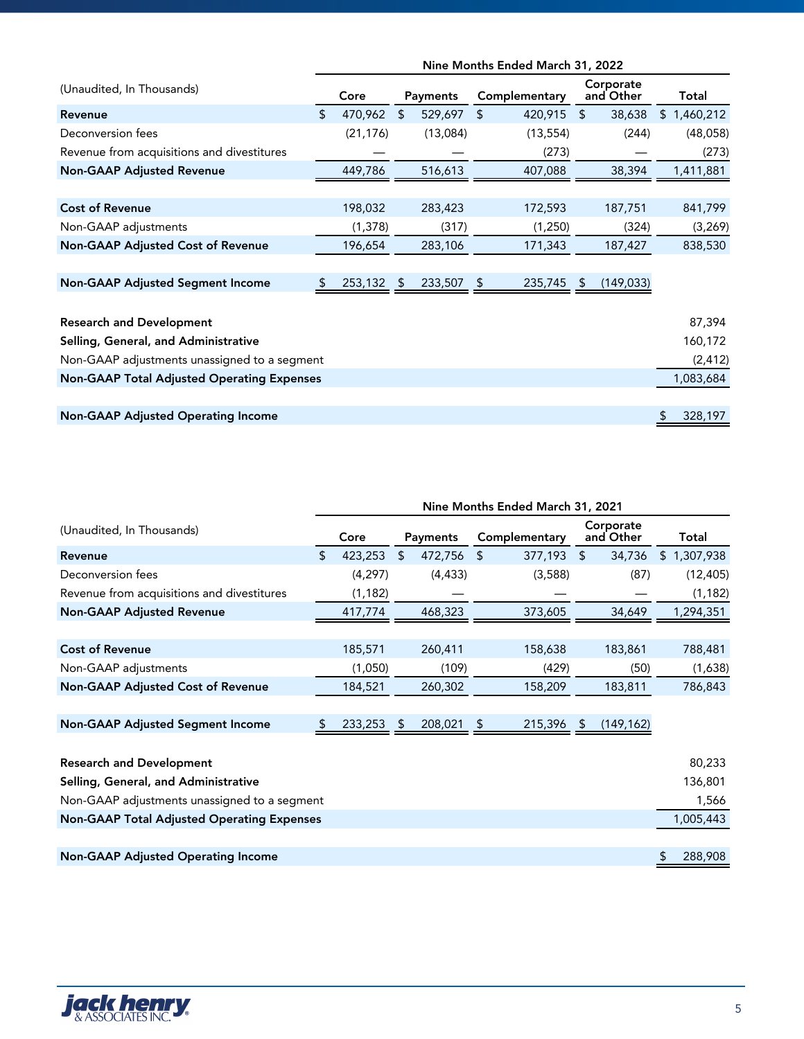| (Unaudited, In Thousands) | Nine Months Ended March 31, 2022 | | | | |
|---|---|---|---|---|---|
| | Core | Payments | Complementary | Corporate and Other | Total |
| **Revenue** | $ 470,962 | $ 529,697 | $ 420,915 | $ 38,638 | $ 1,460,212 |
| Deconversion fees | (21,176) | (13,084) | (13,554) | (244) | (48,058) |
| Revenue from acquisitions and divestitures | — | — | (273) | — | (273) |
| **Non-GAAP Adjusted Revenue** | 449,786 | 516,613 | 407,088 | 38,394 | 1,411,881 |
| | | | | | |
| **Cost of Revenue** | 198,032 | 283,423 | 172,593 | 187,751 | 841,799 |
| Non-GAAP adjustments | (1,378) | (317) | (1,250) | (324) | (3,269) |
| **Non-GAAP Adjusted Cost of Revenue** | 196,654 | 283,106 | 171,343 | 187,427 | 838,530 |
| | | | | | |
| **Non-GAAP Adjusted Segment Income** | $ 253,132 | $ 233,507 | $ 235,745 | $ (149,033) | |
| | | | | | |
| **Research and Development** | | | | | 87,394 |
| **Selling, General, and Administrative** | | | | | 160,172 |
| Non-GAAP adjustments unassigned to a segment | | | | | (2,412) |
| **Non-GAAP Total Adjusted Operating Expenses** | | | | | 1,083,684 |
| | | | | | |
| **Non-GAAP Adjusted Operating Income** | | | | | $ 328,197 |

| (Unaudited, In Thousands) | Nine Months Ended March 31, 2021 | | | | |
|---|---|---|---|---|---|
| | Core | Payments | Complementary | Corporate and Other | Total |
| **Revenue** | $ 423,253 | $ 472,756 | $ 377,193 | $ 34,736 | $ 1,307,938 |
| Deconversion fees | (4,297) | (4,433) | (3,588) | (87) | (12,405) |
| Revenue from acquisitions and divestitures | (1,182) | — | — | — | (1,182) |
| **Non-GAAP Adjusted Revenue** | 417,774 | 468,323 | 373,605 | 34,649 | 1,294,351 |
| | | | | | |
| **Cost of Revenue** | 185,571 | 260,411 | 158,638 | 183,861 | 788,481 |
| Non-GAAP adjustments | (1,050) | (109) | (429) | (50) | (1,638) |
| **Non-GAAP Adjusted Cost of Revenue** | 184,521 | 260,302 | 158,209 | 183,811 | 786,843 |
| | | | | | |
| **Non-GAAP Adjusted Segment Income** | $ 233,253 | $ 208,021 | $ 215,396 | $ (149,162) | |
| | | | | | |
| **Research and Development** | | | | | 80,233 |
| **Selling, General, and Administrative** | | | | | 136,801 |
| Non-GAAP adjustments unassigned to a segment | | | | | 1,566 |
| **Non-GAAP Total Adjusted Operating Expenses** | | | | | 1,005,443 |
| | | | | | |
| **Non-GAAP Adjusted Operating Income** | | | | | $ 288,908 |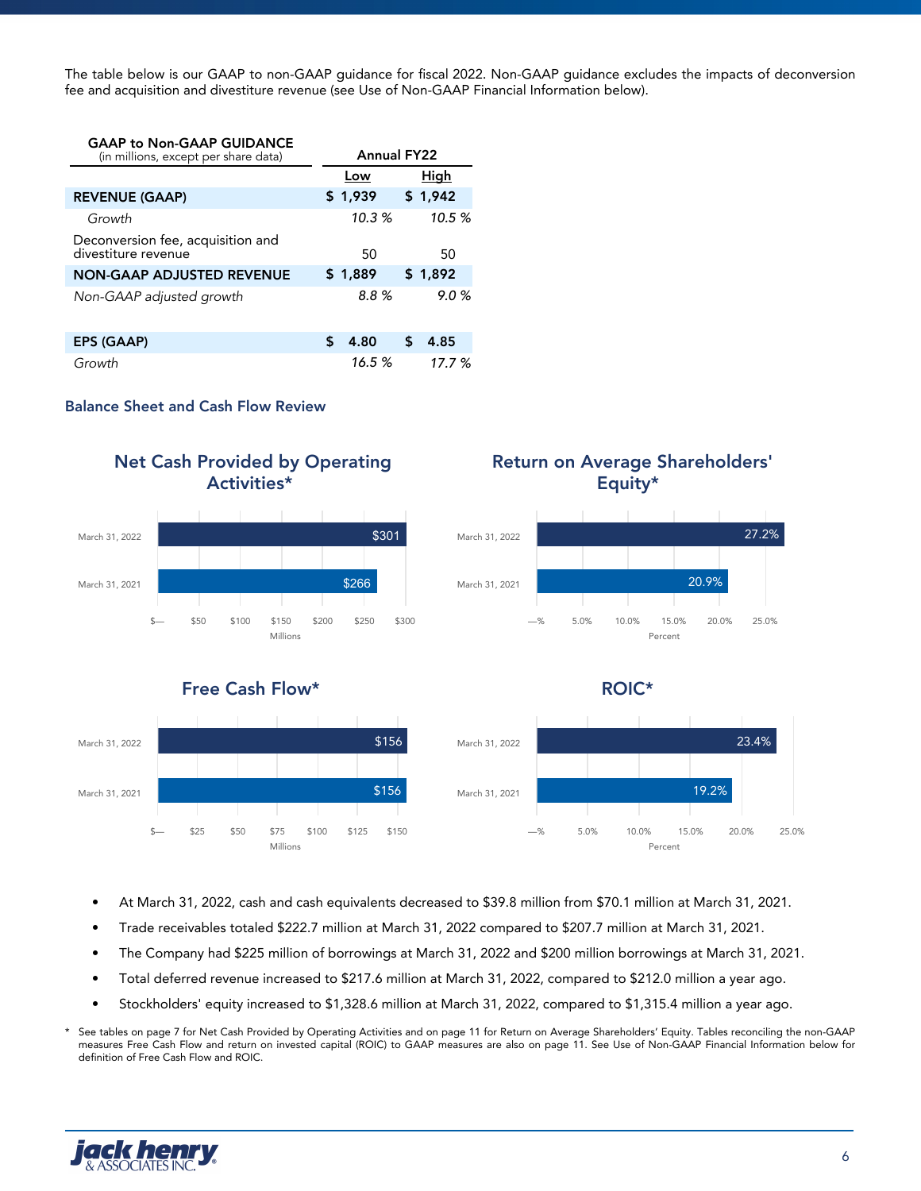The table below is our GAAP to non-GAAP guidance for fiscal 2022. Non-GAAP guidance excludes the impacts of deconversion fee and acquisition and divestiture revenue (see Use of Non-GAAP Financial Information below).

| **GAAP to Non-GAAP GUIDANCE** (in millions, except per share data) | **Annual FY22** | |
|---|---|---|
| | **Low** | **High** |
| **REVENUE (GAAP)** | **$ 1,939** | **$ 1,942** |
| *Growth* | *10.3 %* | *10.5 %* |
| Deconversion fee, acquisition and divestiture revenue | 50 | 50 |
| **NON-GAAP ADJUSTED REVENUE** | **$ 1,889** | **$ 1,892** |
| *Non-GAAP adjusted growth* | *8.8 %* | *9.0 %* |
| | | |
| **EPS (GAAP)** | **$ 4.80** | **$ 4.85** |
| *Growth* | *16.5 %* | *17.7 %* |

## Balance Sheet and Cash Flow Review

**Net Cash Provided by Operating Activities***

| | Millions |
|---|---|
| March 31, 2022 | $301 |
| March 31, 2021 | $266 |

**Return on Average Shareholders' Equity***

| | Percent |
|---|---|
| March 31, 2022 | 27.2% |
| March 31, 2021 | 20.9% |

**Free Cash Flow***

| | Millions |
|---|---|
| March 31, 2022 | $156 |
| March 31, 2021 | $156 |

**ROIC***

| | Percent |
|---|---|
| March 31, 2022 | 23.4% |
| March 31, 2021 | 19.2% |

- At March 31, 2022, cash and cash equivalents decreased to $39.8 million from $70.1 million at March 31, 2021.
- Trade receivables totaled $222.7 million at March 31, 2022 compared to $207.7 million at March 31, 2021.
- The Company had $225 million of borrowings at March 31, 2022 and $200 million borrowings at March 31, 2021.
- Total deferred revenue increased to $217.6 million at March 31, 2022, compared to $212.0 million a year ago.
- Stockholders' equity increased to $1,328.6 million at March 31, 2022, compared to $1,315.4 million a year ago.

\* See tables on page 7 for Net Cash Provided by Operating Activities and on page 11 for Return on Average Shareholders' Equity. Tables reconciling the non-GAAP measures Free Cash Flow and return on invested capital (ROIC) to GAAP measures are also on page 11. See Use of Non-GAAP Financial Information below for definition of Free Cash Flow and ROIC.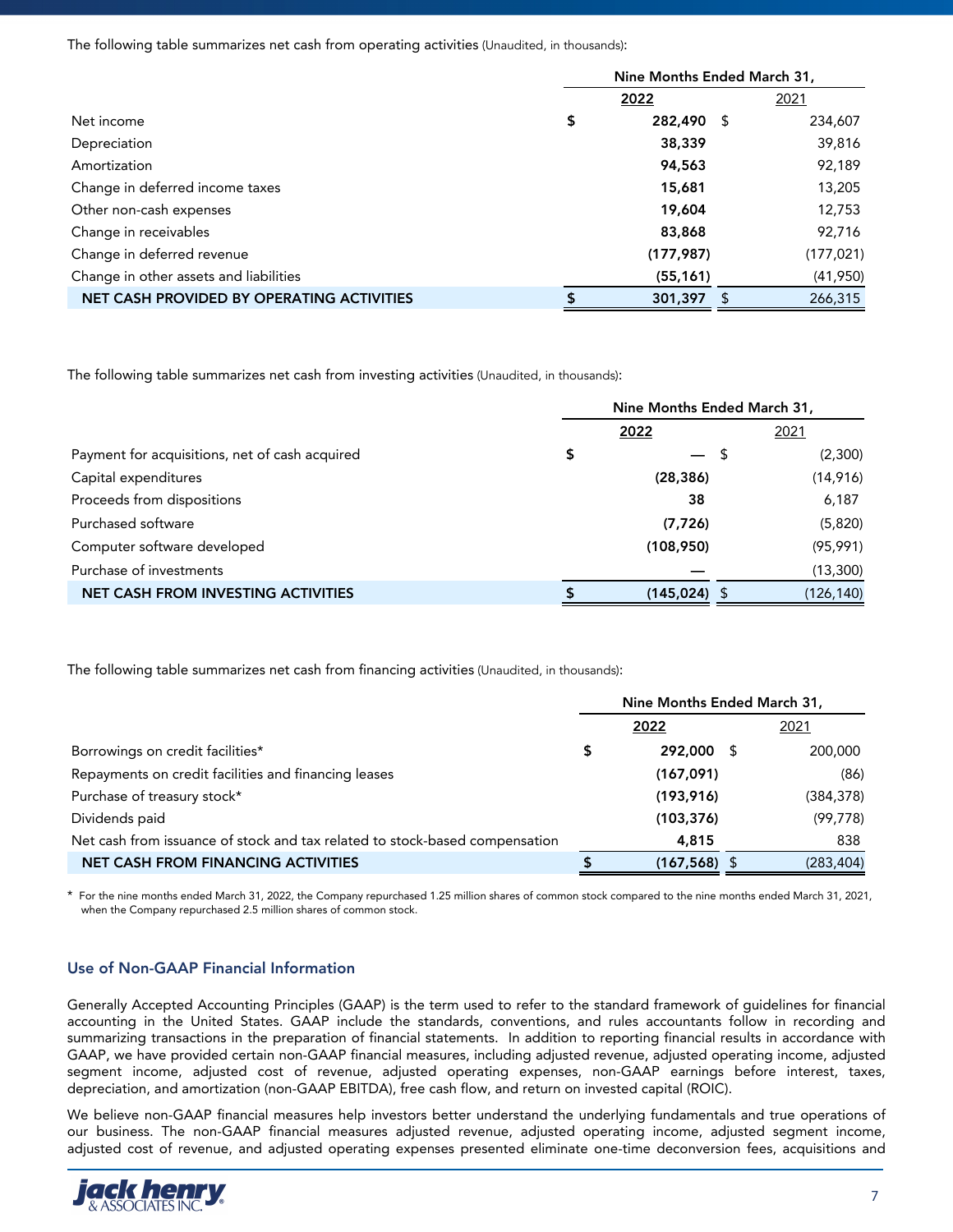The following table summarizes net cash from operating activities (Unaudited, in thousands):

| | Nine Months Ended March 31, | |
|---|---|---|
| | **2022** | 2021 |
| Net income | **$ 282,490** | $ 234,607 |
| Depreciation | **38,339** | 39,816 |
| Amortization | **94,563** | 92,189 |
| Change in deferred income taxes | **15,681** | 13,205 |
| Other non-cash expenses | **19,604** | 12,753 |
| Change in receivables | **83,868** | 92,716 |
| Change in deferred revenue | **(177,987)** | (177,021) |
| Change in other assets and liabilities | **(55,161)** | (41,950) |
| NET CASH PROVIDED BY OPERATING ACTIVITIES | **$ 301,397** | $ 266,315 |

The following table summarizes net cash from investing activities (Unaudited, in thousands):

| | Nine Months Ended March 31, | |
|---|---|---|
| | **2022** | 2021 |
| Payment for acquisitions, net of cash acquired | **$ —** | $ (2,300) |
| Capital expenditures | **(28,386)** | (14,916) |
| Proceeds from dispositions | **38** | 6,187 |
| Purchased software | **(7,726)** | (5,820) |
| Computer software developed | **(108,950)** | (95,991) |
| Purchase of investments | **—** | (13,300) |
| NET CASH FROM INVESTING ACTIVITIES | **$ (145,024)** | $ (126,140) |

The following table summarizes net cash from financing activities (Unaudited, in thousands):

| | Nine Months Ended March 31, | |
|---|---|---|
| | **2022** | 2021 |
| Borrowings on credit facilities* | **$ 292,000** | $ 200,000 |
| Repayments on credit facilities and financing leases | **(167,091)** | (86) |
| Purchase of treasury stock* | **(193,916)** | (384,378) |
| Dividends paid | **(103,376)** | (99,778) |
| Net cash from issuance of stock and tax related to stock-based compensation | **4,815** | 838 |
| NET CASH FROM FINANCING ACTIVITIES | **$ (167,568)** | $ (283,404) |

\* For the nine months ended March 31, 2022, the Company repurchased 1.25 million shares of common stock compared to the nine months ended March 31, 2021, when the Company repurchased 2.5 million shares of common stock.

## Use of Non-GAAP Financial Information

Generally Accepted Accounting Principles (GAAP) is the term used to refer to the standard framework of guidelines for financial accounting in the United States. GAAP include the standards, conventions, and rules accountants follow in recording and summarizing transactions in the preparation of financial statements. In addition to reporting financial results in accordance with GAAP, we have provided certain non-GAAP financial measures, including adjusted revenue, adjusted operating income, adjusted segment income, adjusted cost of revenue, adjusted operating expenses, non-GAAP earnings before interest, taxes, depreciation, and amortization (non-GAAP EBITDA), free cash flow, and return on invested capital (ROIC).

We believe non-GAAP financial measures help investors better understand the underlying fundamentals and true operations of our business. The non-GAAP financial measures adjusted revenue, adjusted operating income, adjusted segment income, adjusted cost of revenue, and adjusted operating expenses presented eliminate one-time deconversion fees, acquisitions and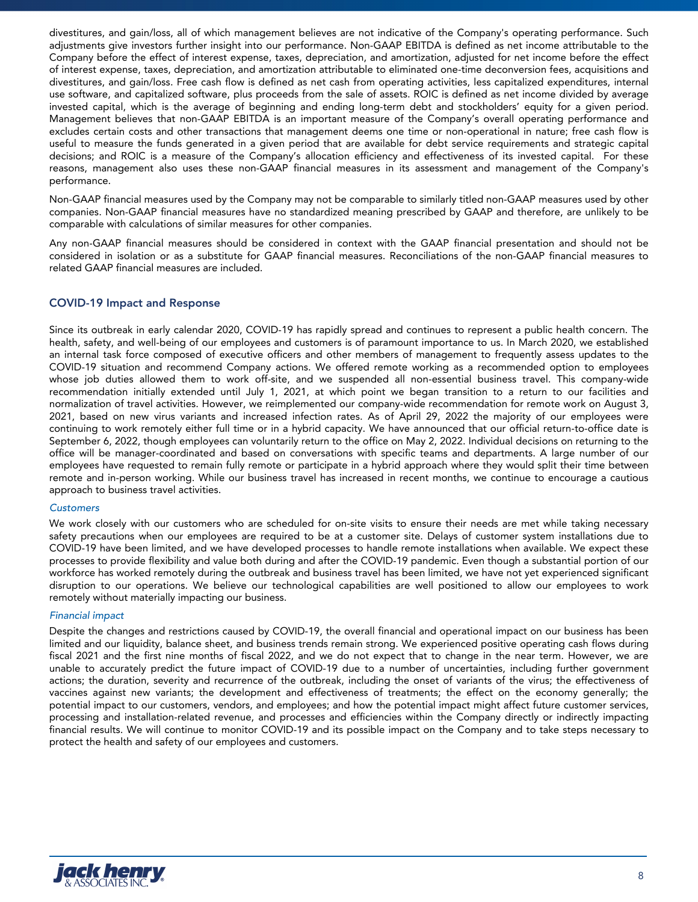divestitures, and gain/loss, all of which management believes are not indicative of the Company's operating performance. Such adjustments give investors further insight into our performance. Non-GAAP EBITDA is defined as net income attributable to the Company before the effect of interest expense, taxes, depreciation, and amortization, adjusted for net income before the effect of interest expense, taxes, depreciation, and amortization attributable to eliminated one-time deconversion fees, acquisitions and divestitures, and gain/loss. Free cash flow is defined as net cash from operating activities, less capitalized expenditures, internal use software, and capitalized software, plus proceeds from the sale of assets. ROIC is defined as net income divided by average invested capital, which is the average of beginning and ending long-term debt and stockholders' equity for a given period. Management believes that non-GAAP EBITDA is an important measure of the Company's overall operating performance and excludes certain costs and other transactions that management deems one time or non-operational in nature; free cash flow is useful to measure the funds generated in a given period that are available for debt service requirements and strategic capital decisions; and ROIC is a measure of the Company's allocation efficiency and effectiveness of its invested capital. For these reasons, management also uses these non-GAAP financial measures in its assessment and management of the Company's performance.

Non-GAAP financial measures used by the Company may not be comparable to similarly titled non-GAAP measures used by other companies. Non-GAAP financial measures have no standardized meaning prescribed by GAAP and therefore, are unlikely to be comparable with calculations of similar measures for other companies.

Any non-GAAP financial measures should be considered in context with the GAAP financial presentation and should not be considered in isolation or as a substitute for GAAP financial measures. Reconciliations of the non-GAAP financial measures to related GAAP financial measures are included.

## COVID-19 Impact and Response

Since its outbreak in early calendar 2020, COVID-19 has rapidly spread and continues to represent a public health concern. The health, safety, and well-being of our employees and customers is of paramount importance to us. In March 2020, we established an internal task force composed of executive officers and other members of management to frequently assess updates to the COVID-19 situation and recommend Company actions. We offered remote working as a recommended option to employees whose job duties allowed them to work off-site, and we suspended all non-essential business travel. This company-wide recommendation initially extended until July 1, 2021, at which point we began transition to a return to our facilities and normalization of travel activities. However, we reimplemented our company-wide recommendation for remote work on August 3, 2021, based on new virus variants and increased infection rates. As of April 29, 2022 the majority of our employees were continuing to work remotely either full time or in a hybrid capacity. We have announced that our official return-to-office date is September 6, 2022, though employees can voluntarily return to the office on May 2, 2022. Individual decisions on returning to the office will be manager-coordinated and based on conversations with specific teams and departments. A large number of our employees have requested to remain fully remote or participate in a hybrid approach where they would split their time between remote and in-person working. While our business travel has increased in recent months, we continue to encourage a cautious approach to business travel activities.

### *Customers*

We work closely with our customers who are scheduled for on-site visits to ensure their needs are met while taking necessary safety precautions when our employees are required to be at a customer site. Delays of customer system installations due to COVID-19 have been limited, and we have developed processes to handle remote installations when available. We expect these processes to provide flexibility and value both during and after the COVID-19 pandemic. Even though a substantial portion of our workforce has worked remotely during the outbreak and business travel has been limited, we have not yet experienced significant disruption to our operations. We believe our technological capabilities are well positioned to allow our employees to work remotely without materially impacting our business.

### *Financial impact*

Despite the changes and restrictions caused by COVID-19, the overall financial and operational impact on our business has been limited and our liquidity, balance sheet, and business trends remain strong. We experienced positive operating cash flows during fiscal 2021 and the first nine months of fiscal 2022, and we do not expect that to change in the near term. However, we are unable to accurately predict the future impact of COVID-19 due to a number of uncertainties, including further government actions; the duration, severity and recurrence of the outbreak, including the onset of variants of the virus; the effectiveness of vaccines against new variants; the development and effectiveness of treatments; the effect on the economy generally; the potential impact to our customers, vendors, and employees; and how the potential impact might affect future customer services, processing and installation-related revenue, and processes and efficiencies within the Company directly or indirectly impacting financial results. We will continue to monitor COVID-19 and its possible impact on the Company and to take steps necessary to protect the health and safety of our employees and customers.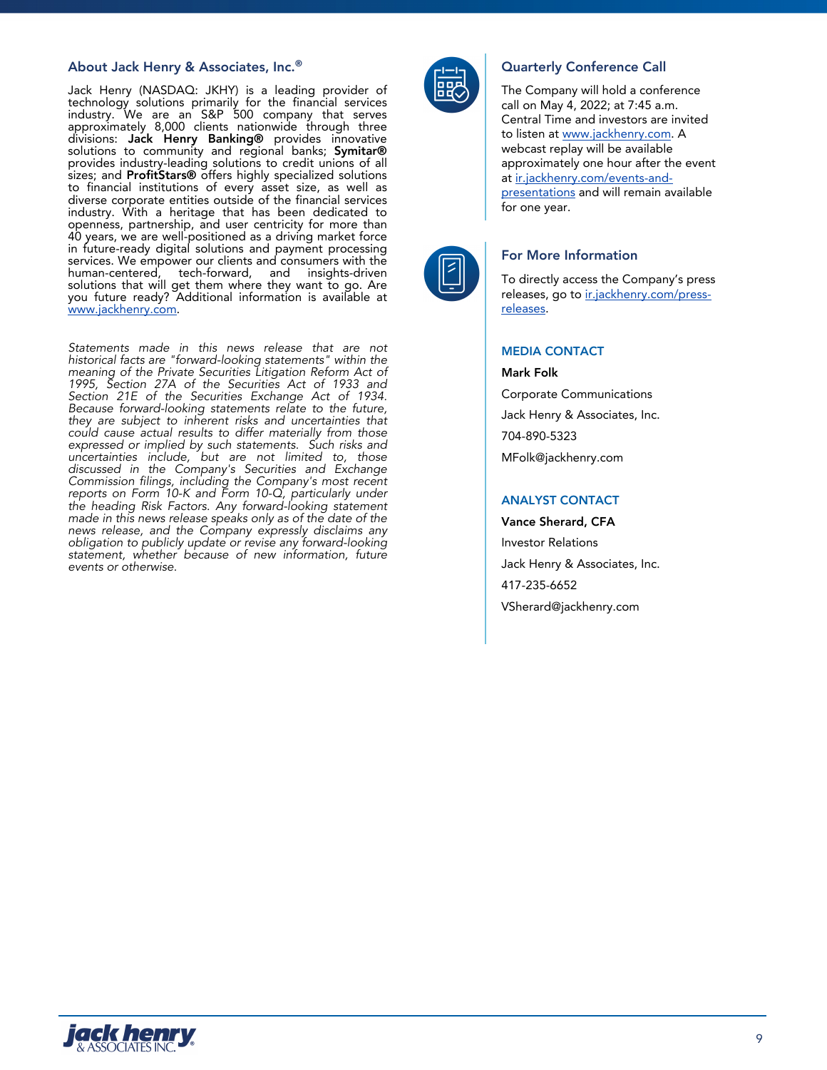## About Jack Henry & Associates, Inc.®

Jack Henry (NASDAQ: JKHY) is a leading provider of technology solutions primarily for the financial services industry. We are an S&P 500 company that serves approximately 8,000 clients nationwide through three divisions: **Jack Henry Banking®** provides innovative solutions to community and regional banks; **Symitar®** provides industry-leading solutions to credit unions of all sizes; and **ProfitStars®** offers highly specialized solutions to financial institutions of every asset size, as well as diverse corporate entities outside of the financial services industry. With a heritage that has been dedicated to openness, partnership, and user centricity for more than 40 years, we are well-positioned as a driving market force in future-ready digital solutions and payment processing services. We empower our clients and consumers with the human-centered, tech-forward, and insights-driven solutions that will get them where they want to go. Are you future ready? Additional information is available at www.jackhenry.com.

*Statements made in this news release that are not historical facts are "forward-looking statements" within the meaning of the Private Securities Litigation Reform Act of 1995, Section 27A of the Securities Act of 1933 and Section 21E of the Securities Exchange Act of 1934. Because forward-looking statements relate to the future, they are subject to inherent risks and uncertainties that could cause actual results to differ materially from those expressed or implied by such statements. Such risks and uncertainties include, but are not limited to, those discussed in the Company's Securities and Exchange Commission filings, including the Company's most recent reports on Form 10-K and Form 10-Q, particularly under the heading Risk Factors. Any forward-looking statement made in this news release speaks only as of the date of the news release, and the Company expressly disclaims any obligation to publicly update or revise any forward-looking statement, whether because of new information, future events or otherwise.*

## Quarterly Conference Call

The Company will hold a conference call on May 4, 2022; at 7:45 a.m. Central Time and investors are invited to listen at www.jackhenry.com. A webcast replay will be available approximately one hour after the event at ir.jackhenry.com/events-and-presentations and will remain available for one year.

## For More Information

To directly access the Company's press releases, go to ir.jackhenry.com/press-releases.

### MEDIA CONTACT

**Mark Folk**

Corporate Communications

Jack Henry & Associates, Inc.

704-890-5323

MFolk@jackhenry.com

### ANALYST CONTACT

**Vance Sherard, CFA**

Investor Relations

Jack Henry & Associates, Inc.

417-235-6652

VSherard@jackhenry.com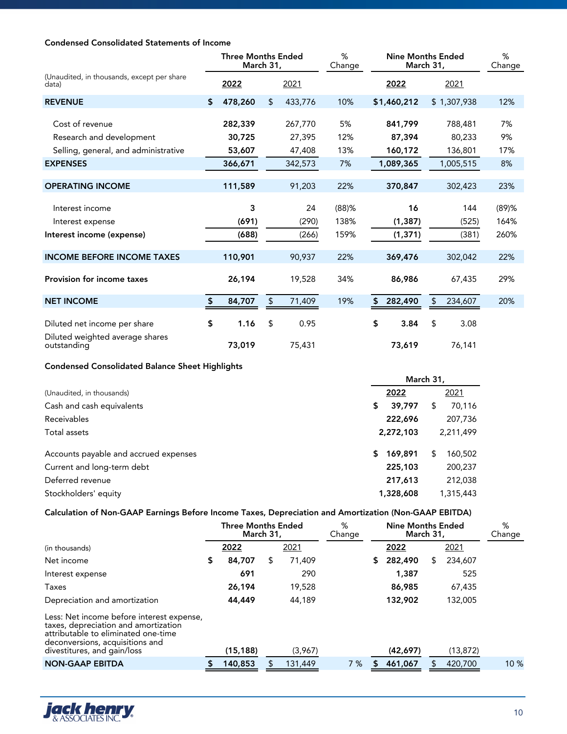**Condensed Consolidated Statements of Income**

| (Unaudited, in thousands, except per share data) | Three Months Ended March 31, 2022 | 2021 | % Change | Nine Months Ended March 31, 2022 | 2021 | % Change |
|---|---|---|---|---|---|---|
| **REVENUE** | $ 478,260 | $ 433,776 | 10% | $1,460,212 | $ 1,307,938 | 12% |
| Cost of revenue | 282,339 | 267,770 | 5% | 841,799 | 788,481 | 7% |
| Research and development | 30,725 | 27,395 | 12% | 87,394 | 80,233 | 9% |
| Selling, general, and administrative | 53,607 | 47,408 | 13% | 160,172 | 136,801 | 17% |
| **EXPENSES** | 366,671 | 342,573 | 7% | 1,089,365 | 1,005,515 | 8% |
| **OPERATING INCOME** | 111,589 | 91,203 | 22% | 370,847 | 302,423 | 23% |
| Interest income | 3 | 24 | (88)% | 16 | 144 | (89)% |
| Interest expense | (691) | (290) | 138% | (1,387) | (525) | 164% |
| **Interest income (expense)** | (688) | (266) | 159% | (1,371) | (381) | 260% |
| **INCOME BEFORE INCOME TAXES** | 110,901 | 90,937 | 22% | 369,476 | 302,042 | 22% |
| **Provision for income taxes** | 26,194 | 19,528 | 34% | 86,986 | 67,435 | 29% |
| **NET INCOME** | $ 84,707 | $ 71,409 | 19% | $ 282,490 | $ 234,607 | 20% |
| Diluted net income per share | $ 1.16 | $ 0.95 | | $ 3.84 | $ 3.08 | |
| Diluted weighted average shares outstanding | 73,019 | 75,431 | | 73,619 | 76,141 | |

**Condensed Consolidated Balance Sheet Highlights**

| (Unaudited, in thousands) | March 31, 2022 | 2021 |
|---|---|---|
| Cash and cash equivalents | $ 39,797 | $ 70,116 |
| Receivables | 222,696 | 207,736 |
| Total assets | 2,272,103 | 2,211,499 |
| Accounts payable and accrued expenses | $ 169,891 | $ 160,502 |
| Current and long-term debt | 225,103 | 200,237 |
| Deferred revenue | 217,613 | 212,038 |
| Stockholders' equity | 1,328,608 | 1,315,443 |

**Calculation of Non-GAAP Earnings Before Income Taxes, Depreciation and Amortization (Non-GAAP EBITDA)**

| (in thousands) | Three Months Ended March 31, 2022 | 2021 | % Change | Nine Months Ended March 31, 2022 | 2021 | % Change |
|---|---|---|---|---|---|---|
| Net income | $ 84,707 | $ 71,409 | | $ 282,490 | $ 234,607 | |
| Interest expense | 691 | 290 | | 1,387 | 525 | |
| Taxes | 26,194 | 19,528 | | 86,985 | 67,435 | |
| Depreciation and amortization | 44,449 | 44,189 | | 132,902 | 132,005 | |
| Less: Net income before interest expense, taxes, depreciation and amortization attributable to eliminated one-time deconversions, acquisitions and divestitures, and gain/loss | (15,188) | (3,967) | | (42,697) | (13,872) | |
| **NON-GAAP EBITDA** | $ 140,853 | $ 131,449 | 7 % | $ 461,067 | $ 420,700 | 10 % |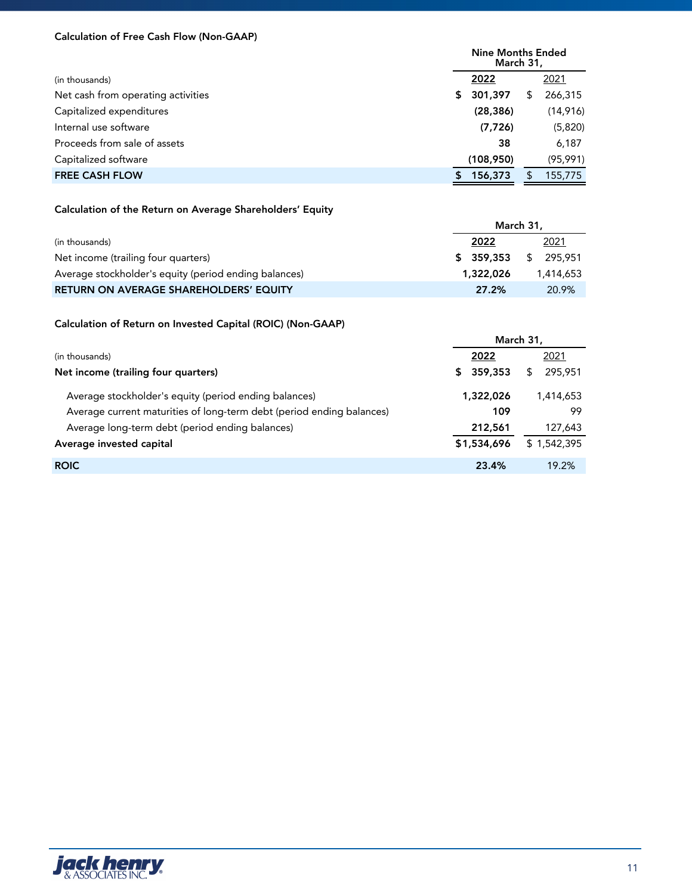**Calculation of Free Cash Flow (Non-GAAP)**

| (in thousands) | Nine Months Ended March 31, 2022 | Nine Months Ended March 31, 2021 |
|---|---|---|
| Net cash from operating activities | **$ 301,397** | $ 266,315 |
| Capitalized expenditures | **(28,386)** | (14,916) |
| Internal use software | **(7,726)** | (5,820) |
| Proceeds from sale of assets | **38** | 6,187 |
| Capitalized software | **(108,950)** | (95,991) |
| **FREE CASH FLOW** | **$ 156,373** | $ 155,775 |

**Calculation of the Return on Average Shareholders' Equity**

| (in thousands) | March 31, 2022 | March 31, 2021 |
|---|---|---|
| Net income (trailing four quarters) | **$ 359,353** | $ 295,951 |
| Average stockholder's equity (period ending balances) | **1,322,026** | 1,414,653 |
| **RETURN ON AVERAGE SHAREHOLDERS' EQUITY** | **27.2%** | 20.9% |

**Calculation of Return on Invested Capital (ROIC) (Non-GAAP)**

| (in thousands) | March 31, 2022 | March 31, 2021 |
|---|---|---|
| **Net income (trailing four quarters)** | **$ 359,353** | $ 295,951 |
| Average stockholder's equity (period ending balances) | **1,322,026** | 1,414,653 |
| Average current maturities of long-term debt (period ending balances) | **109** | 99 |
| Average long-term debt (period ending balances) | **212,561** | 127,643 |
| **Average invested capital** | **$1,534,696** | $ 1,542,395 |
| **ROIC** | **23.4%** | 19.2% |